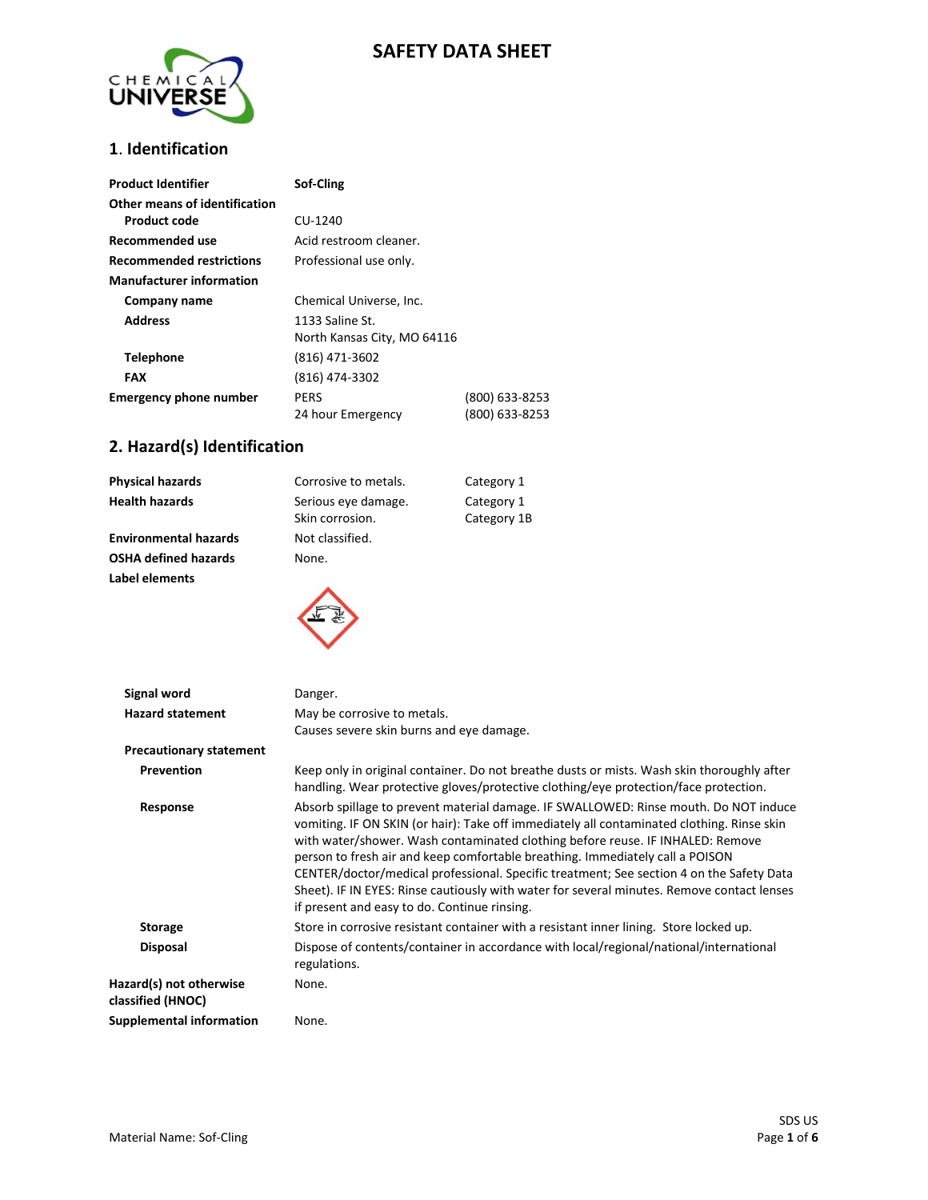# SAFETY DATA SHEET

## 1. Identification

| | | |
|---|---|---|
| **Product Identifier** | **Sof-Cling** | |
| **Other means of identification** | | |
| **Product code** | CU-1240 | |
| **Recommended use** | Acid restroom cleaner. | |
| **Recommended restrictions** | Professional use only. | |
| **Manufacturer information** | | |
| **Company name** | Chemical Universe, Inc. | |
| **Address** | 1133 Saline St.<br>North Kansas City, MO 64116 | |
| **Telephone** | (816) 471-3602 | |
| **FAX** | (816) 474-3302 | |
| **Emergency phone number** | PERS | (800) 633-8253 |
| | 24 hour Emergency | (800) 633-8253 |

## 2. Hazard(s) Identification

| | | |
|---|---|---|
| **Physical hazards** | Corrosive to metals. | Category 1 |
| **Health hazards** | Serious eye damage. | Category 1 |
| | Skin corrosion. | Category 1B |
| **Environmental hazards** | Not classified. | |
| **OSHA defined hazards** | None. | |
| **Label elements** | | |

**Signal word**: Danger.

**Hazard statement**: May be corrosive to metals.
Causes severe skin burns and eye damage.

**Precautionary statement**

**Prevention**: Keep only in original container. Do not breathe dusts or mists. Wash skin thoroughly after handling. Wear protective gloves/protective clothing/eye protection/face protection.

**Response**: Absorb spillage to prevent material damage. IF SWALLOWED: Rinse mouth. Do NOT induce vomiting. IF ON SKIN (or hair): Take off immediately all contaminated clothing. Rinse skin with water/shower. Wash contaminated clothing before reuse. IF INHALED: Remove person to fresh air and keep comfortable breathing. Immediately call a POISON CENTER/doctor/medical professional. Specific treatment; See section 4 on the Safety Data Sheet). IF IN EYES: Rinse cautiously with water for several minutes. Remove contact lenses if present and easy to do. Continue rinsing.

**Storage**: Store in corrosive resistant container with a resistant inner lining. Store locked up.

**Disposal**: Dispose of contents/container in accordance with local/regional/national/international regulations.

**Hazard(s) not otherwise classified (HNOC)**: None.

**Supplemental information**: None.

Material Name: Sof-Cling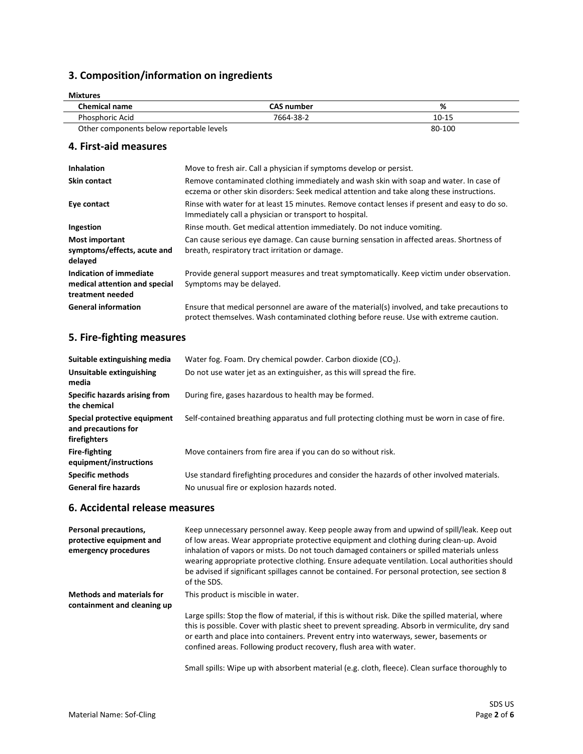## 3. Composition/information on ingredients

**Mixtures**

| Chemical name | CAS number | % |
|---|---|---|
| Phosphoric Acid | 7664-38-2 | 10-15 |
| Other components below reportable levels | | 80-100 |

## 4. First-aid measures

**Inhalation**
Move to fresh air. Call a physician if symptoms develop or persist.

**Skin contact**
Remove contaminated clothing immediately and wash skin with soap and water. In case of eczema or other skin disorders: Seek medical attention and take along these instructions.

**Eye contact**
Rinse with water for at least 15 minutes. Remove contact lenses if present and easy to do so. Immediately call a physician or transport to hospital.

**Ingestion**
Rinse mouth. Get medical attention immediately. Do not induce vomiting.

**Most important symptoms/effects, acute and delayed**
Can cause serious eye damage. Can cause burning sensation in affected areas. Shortness of breath, respiratory tract irritation or damage.

**Indication of immediate medical attention and special treatment needed**
Provide general support measures and treat symptomatically. Keep victim under observation. Symptoms may be delayed.

**General information**
Ensure that medical personnel are aware of the material(s) involved, and take precautions to protect themselves. Wash contaminated clothing before reuse. Use with extreme caution.

## 5. Fire-fighting measures

**Suitable extinguishing media**
Water fog. Foam. Dry chemical powder. Carbon dioxide ($CO_2$).

**Unsuitable extinguishing media**
Do not use water jet as an extinguisher, as this will spread the fire.

**Specific hazards arising from the chemical**
During fire, gases hazardous to health may be formed.

**Special protective equipment and precautions for firefighters**
Self-contained breathing apparatus and full protecting clothing must be worn in case of fire.

**Fire-fighting equipment/instructions**
Move containers from fire area if you can do so without risk.

**Specific methods**
Use standard firefighting procedures and consider the hazards of other involved materials.

**General fire hazards**
No unusual fire or explosion hazards noted.

## 6. Accidental release measures

**Personal precautions, protective equipment and emergency procedures**
Keep unnecessary personnel away. Keep people away from and upwind of spill/leak. Keep out of low areas. Wear appropriate protective equipment and clothing during clean-up. Avoid inhalation of vapors or mists. Do not touch damaged containers or spilled materials unless wearing appropriate protective clothing. Ensure adequate ventilation. Local authorities should be advised if significant spillages cannot be contained. For personal protection, see section 8 of the SDS.

**Methods and materials for containment and cleaning up**
This product is miscible in water.

Large spills: Stop the flow of material, if this is without risk. Dike the spilled material, where this is possible. Cover with plastic sheet to prevent spreading. Absorb in vermiculite, dry sand or earth and place into containers. Prevent entry into waterways, sewer, basements or confined areas. Following product recovery, flush area with water.

Small spills: Wipe up with absorbent material (e.g. cloth, fleece). Clean surface thoroughly to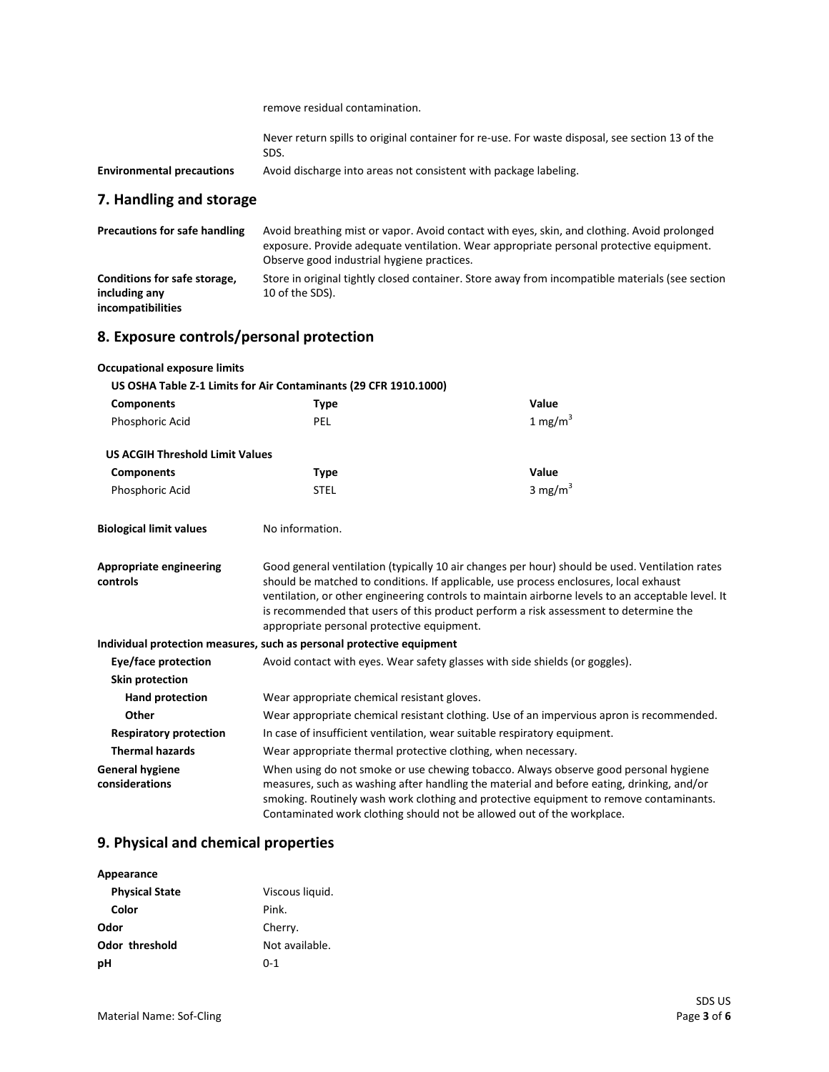remove residual contamination.

Never return spills to original container for re-use. For waste disposal, see section 13 of the SDS.

**Environmental precautions** Avoid discharge into areas not consistent with package labeling.

## 7. Handling and storage

**Precautions for safe handling** Avoid breathing mist or vapor. Avoid contact with eyes, skin, and clothing. Avoid prolonged exposure. Provide adequate ventilation. Wear appropriate personal protective equipment. Observe good industrial hygiene practices.

**Conditions for safe storage, including any incompatibilities** Store in original tightly closed container. Store away from incompatible materials (see section 10 of the SDS).

## 8. Exposure controls/personal protection

**Occupational exposure limits**

**US OSHA Table Z-1 Limits for Air Contaminants (29 CFR 1910.1000)**

| Components | Type | Value |
|---|---|---|
| Phosphoric Acid | PEL | 1 $mg/m^3$ |

**US ACGIH Threshold Limit Values**

| Components | Type | Value |
|---|---|---|
| Phosphoric Acid | STEL | 3 $mg/m^3$ |

**Biological limit values** No information.

**Appropriate engineering controls** Good general ventilation (typically 10 air changes per hour) should be used. Ventilation rates should be matched to conditions. If applicable, use process enclosures, local exhaust ventilation, or other engineering controls to maintain airborne levels to an acceptable level. It is recommended that users of this product perform a risk assessment to determine the appropriate personal protective equipment.

**Individual protection measures, such as personal protective equipment**

**Eye/face protection** Avoid contact with eyes. Wear safety glasses with side shields (or goggles).

**Skin protection**

**Hand protection** Wear appropriate chemical resistant gloves.

**Other** Wear appropriate chemical resistant clothing. Use of an impervious apron is recommended.

**Respiratory protection** In case of insufficient ventilation, wear suitable respiratory equipment.

**Thermal hazards** Wear appropriate thermal protective clothing, when necessary.

**General hygiene considerations** When using do not smoke or use chewing tobacco. Always observe good personal hygiene measures, such as washing after handling the material and before eating, drinking, and/or smoking. Routinely wash work clothing and protective equipment to remove contaminants. Contaminated work clothing should not be allowed out of the workplace.

## 9. Physical and chemical properties

**Appearance**

**Physical State** Viscous liquid.

**Color** Pink.

**Odor** Cherry.

**Odor threshold** Not available.

**pH** 0-1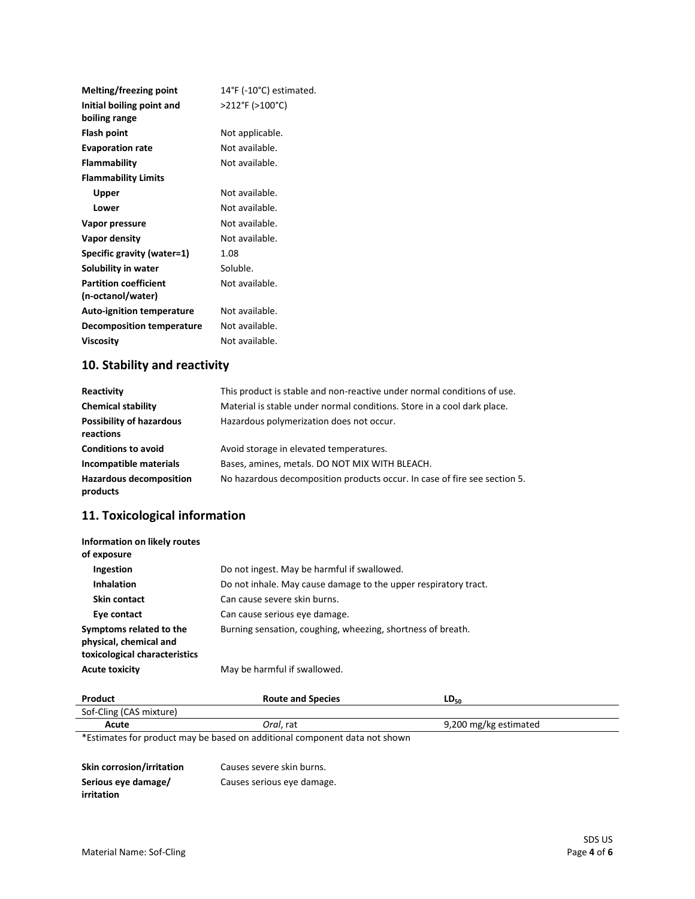| | |
|---|---|
| **Melting/freezing point** | 14°F (-10°C) estimated. |
| **Initial boiling point and boiling range** | >212°F (>100°C) |
| **Flash point** | Not applicable. |
| **Evaporation rate** | Not available. |
| **Flammability** | Not available. |
| **Flammability Limits** | |
| **Upper** | Not available. |
| **Lower** | Not available. |
| **Vapor pressure** | Not available. |
| **Vapor density** | Not available. |
| **Specific gravity (water=1)** | 1.08 |
| **Solubility in water** | Soluble. |
| **Partition coefficient (n-octanol/water)** | Not available. |
| **Auto-ignition temperature** | Not available. |
| **Decomposition temperature** | Not available. |
| **Viscosity** | Not available. |

## 10. Stability and reactivity

| | |
|---|---|
| **Reactivity** | This product is stable and non-reactive under normal conditions of use. |
| **Chemical stability** | Material is stable under normal conditions. Store in a cool dark place. |
| **Possibility of hazardous reactions** | Hazardous polymerization does not occur. |
| **Conditions to avoid** | Avoid storage in elevated temperatures. |
| **Incompatible materials** | Bases, amines, metals. DO NOT MIX WITH BLEACH. |
| **Hazardous decomposition products** | No hazardous decomposition products occur. In case of fire see section 5. |

## 11. Toxicological information

| | |
|---|---|
| **Information on likely routes of exposure** | |
| **Ingestion** | Do not ingest. May be harmful if swallowed. |
| **Inhalation** | Do not inhale. May cause damage to the upper respiratory tract. |
| **Skin contact** | Can cause severe skin burns. |
| **Eye contact** | Can cause serious eye damage. |
| **Symptoms related to the physical, chemical and toxicological characteristics** | Burning sensation, coughing, wheezing, shortness of breath. |
| **Acute toxicity** | May be harmful if swallowed. |

| Product | Route and Species | $LD_{50}$ |
|---|---|---|
| Sof-Cling (CAS mixture) | | |
| **Acute** | *Oral*, rat | 9,200 mg/kg estimated |

*Estimates for product may be based on additional component data not shown

| | |
|---|---|
| **Skin corrosion/irritation** | Causes severe skin burns. |
| **Serious eye damage/ irritation** | Causes serious eye damage. |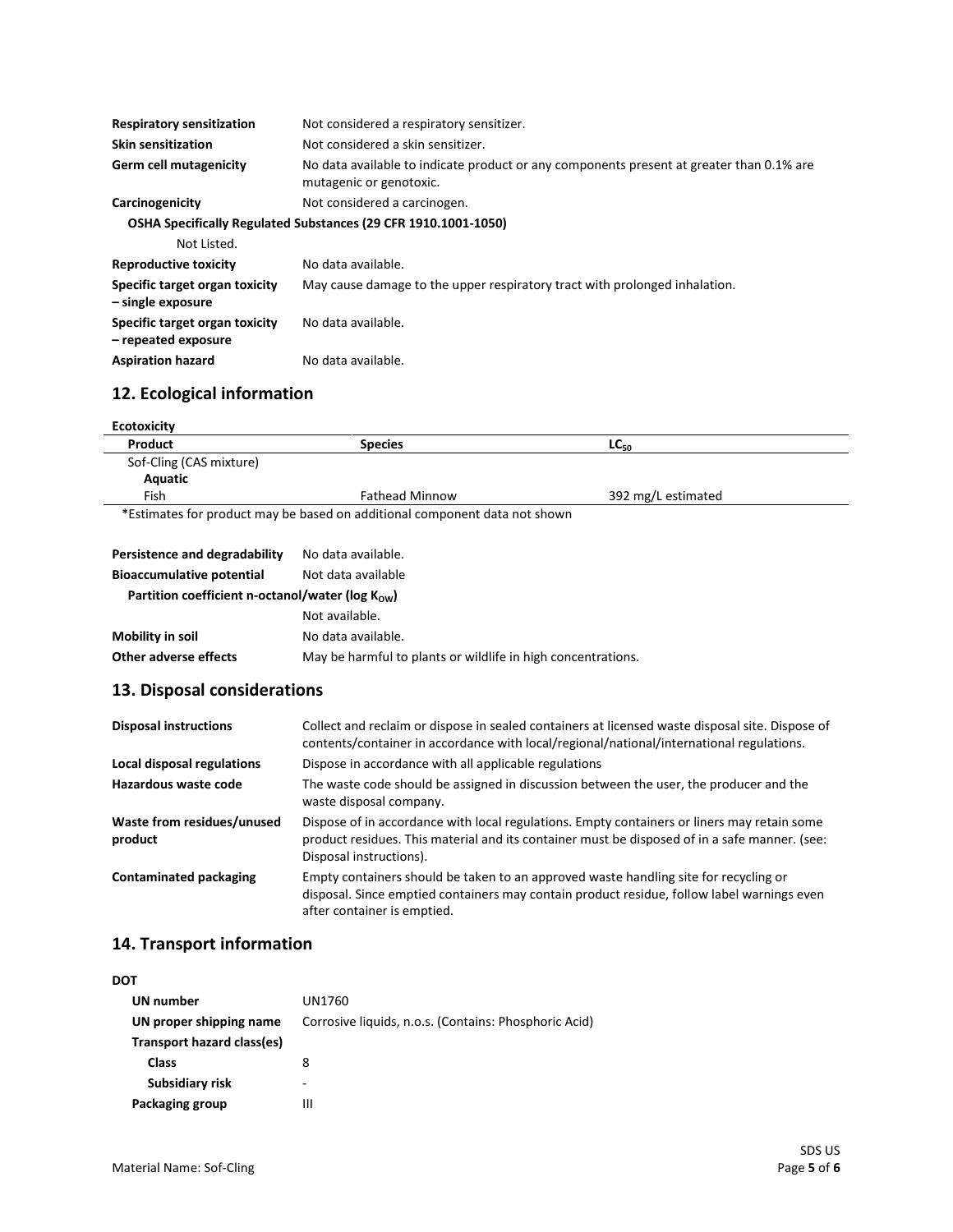| | |
|---|---|
| **Respiratory sensitization** | Not considered a respiratory sensitizer. |
| **Skin sensitization** | Not considered a skin sensitizer. |
| **Germ cell mutagenicity** | No data available to indicate product or any components present at greater than 0.1% are mutagenic or genotoxic. |
| **Carcinogenicity** | Not considered a carcinogen. |

**OSHA Specifically Regulated Substances (29 CFR 1910.1001-1050)**

Not Listed.

| | |
|---|---|
| **Reproductive toxicity** | No data available. |
| **Specific target organ toxicity – single exposure** | May cause damage to the upper respiratory tract with prolonged inhalation. |
| **Specific target organ toxicity – repeated exposure** | No data available. |
| **Aspiration hazard** | No data available. |

## 12. Ecological information

**Ecotoxicity**

| Product | Species | $LC_{50}$ |
|---|---|---|
| Sof-Cling (CAS mixture) | | |
| **Aquatic** | | |
| Fish | Fathead Minnow | 392 mg/L estimated |

*Estimates for product may be based on additional component data not shown

| | |
|---|---|
| **Persistence and degradability** | No data available. |
| **Bioaccumulative potential** | Not data available |

**Partition coefficient n-octanol/water (log $K_{OW}$)**

Not available.

| | |
|---|---|
| **Mobility in soil** | No data available. |
| **Other adverse effects** | May be harmful to plants or wildlife in high concentrations. |

## 13. Disposal considerations

| | |
|---|---|
| **Disposal instructions** | Collect and reclaim or dispose in sealed containers at licensed waste disposal site. Dispose of contents/container in accordance with local/regional/national/international regulations. |
| **Local disposal regulations** | Dispose in accordance with all applicable regulations |
| **Hazardous waste code** | The waste code should be assigned in discussion between the user, the producer and the waste disposal company. |
| **Waste from residues/unused product** | Dispose of in accordance with local regulations. Empty containers or liners may retain some product residues. This material and its container must be disposed of in a safe manner. (see: Disposal instructions). |
| **Contaminated packaging** | Empty containers should be taken to an approved waste handling site for recycling or disposal. Since emptied containers may contain product residue, follow label warnings even after container is emptied. |

## 14. Transport information

**DOT**

| | |
|---|---|
| **UN number** | UN1760 |
| **UN proper shipping name** | Corrosive liquids, n.o.s. (Contains: Phosphoric Acid) |
| **Transport hazard class(es)** | |
| **Class** | 8 |
| **Subsidiary risk** | - |
| **Packaging group** | III |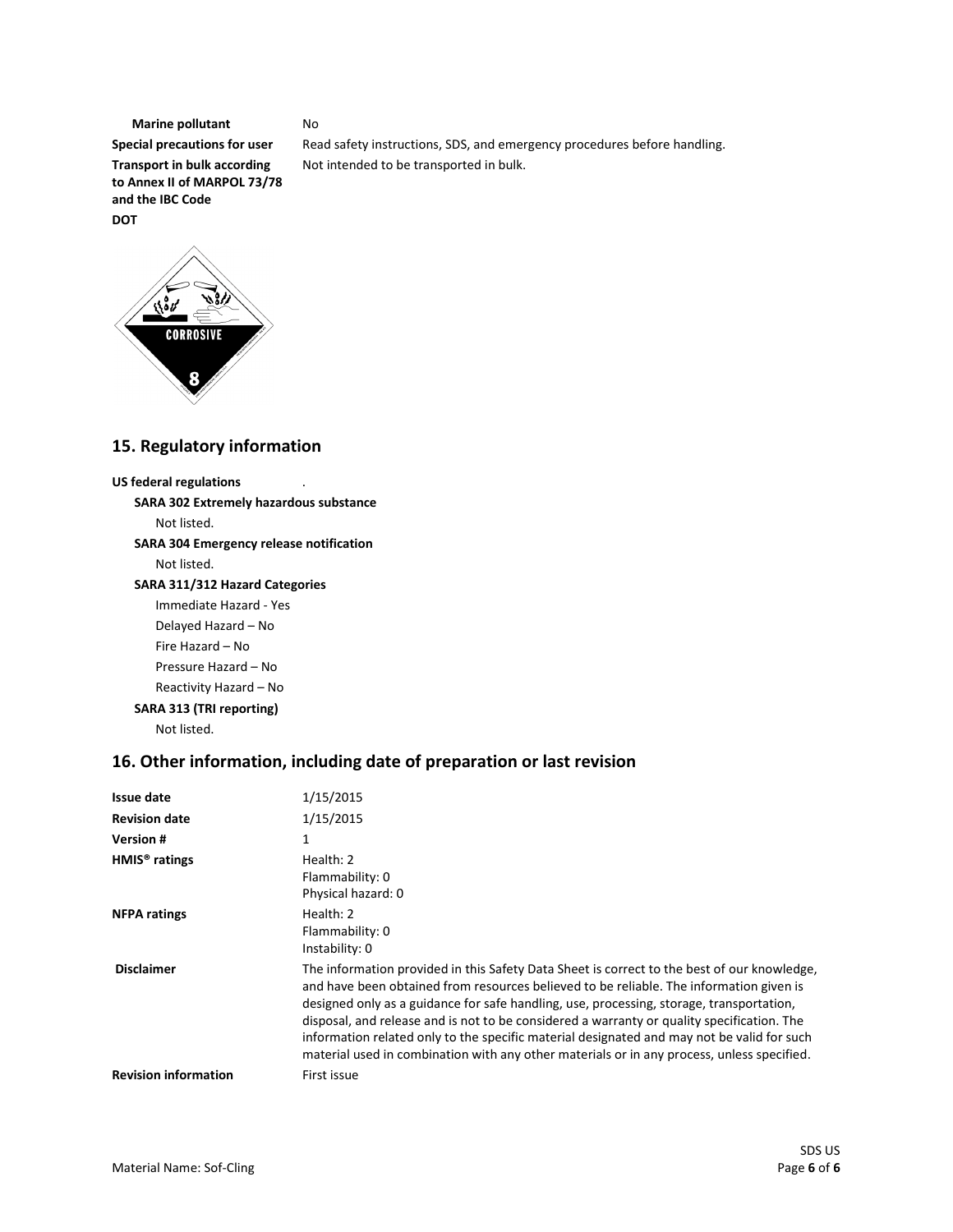**Marine pollutant** No

**Special precautions for user** Read safety instructions, SDS, and emergency procedures before handling.

**Transport in bulk according to Annex II of MARPOL 73/78 and the IBC Code** Not intended to be transported in bulk.

**DOT**

CORROSIVE

8

## 15. Regulatory information

**US federal regulations** .

**SARA 302 Extremely hazardous substance**

Not listed.

**SARA 304 Emergency release notification**

Not listed.

**SARA 311/312 Hazard Categories**

Immediate Hazard - Yes

Delayed Hazard – No

Fire Hazard – No

Pressure Hazard – No

Reactivity Hazard – No

**SARA 313 (TRI reporting)**

Not listed.

## 16. Other information, including date of preparation or last revision

| | |
|---|---|
| **Issue date** | 1/15/2015 |
| **Revision date** | 1/15/2015 |
| **Version #** | 1 |
| **HMIS® ratings** | Health: 2<br>Flammability: 0<br>Physical hazard: 0 |
| **NFPA ratings** | Health: 2<br>Flammability: 0<br>Instability: 0 |
| **Disclaimer** | The information provided in this Safety Data Sheet is correct to the best of our knowledge, and have been obtained from resources believed to be reliable. The information given is designed only as a guidance for safe handling, use, processing, storage, transportation, disposal, and release and is not to be considered a warranty or quality specification. The information related only to the specific material designated and may not be valid for such material used in combination with any other materials or in any process, unless specified. |
| **Revision information** | First issue |